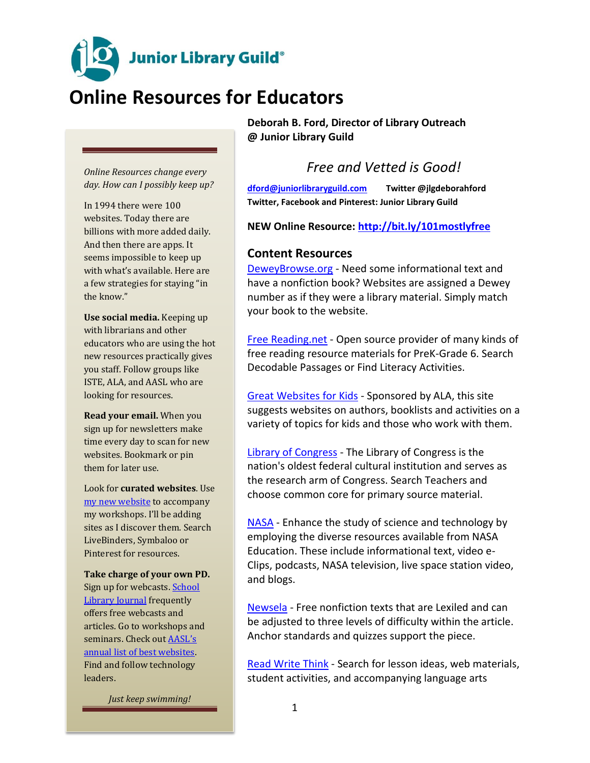Junior Library Guild®

# Online Resources for Educators

**Deborah B. Ford, Director of Library Outreach @ Junior Library Guild**

*Free and Vetted is Good!*

**dford@juniorlibraryguild.com** **Twitter @jlgdeborahford**
**Twitter, Facebook and Pinterest: Junior Library Guild**

**NEW Online Resource: http://bit.ly/101mostlyfree**

*Online Resources change every day. How can I possibly keep up?*

In 1994 there were 100 websites. Today there are billions with more added daily. And then there are apps. It seems impossible to keep up with what's available. Here are a few strategies for staying "in the know."

**Use social media.** Keeping up with librarians and other educators who are using the hot new resources practically gives you staff. Follow groups like ISTE, ALA, and AASL who are looking for resources.

**Read your email.** When you sign up for newsletters make time every day to scan for new websites. Bookmark or pin them for later use.

Look for **curated websites**. Use my new website to accompany my workshops. I'll be adding sites as I discover them. Search LiveBinders, Symbaloo or Pinterest for resources.

**Take charge of your own PD.** Sign up for webcasts. School Library Journal frequently offers free webcasts and articles. Go to workshops and seminars. Check out AASL's annual list of best websites. Find and follow technology leaders.

*Just keep swimming!*

## Content Resources

DeweyBrowse.org - Need some informational text and have a nonfiction book? Websites are assigned a Dewey number as if they were a library material. Simply match your book to the website.

Free Reading.net - Open source provider of many kinds of free reading resource materials for PreK-Grade 6. Search Decodable Passages or Find Literacy Activities.

Great Websites for Kids - Sponsored by ALA, this site suggests websites on authors, booklists and activities on a variety of topics for kids and those who work with them.

Library of Congress - The Library of Congress is the nation's oldest federal cultural institution and serves as the research arm of Congress. Search Teachers and choose common core for primary source material.

NASA - Enhance the study of science and technology by employing the diverse resources available from NASA Education. These include informational text, video e-Clips, podcasts, NASA television, live space station video, and blogs.

Newsela - Free nonfiction texts that are Lexiled and can be adjusted to three levels of difficulty within the article. Anchor standards and quizzes support the piece.

Read Write Think - Search for lesson ideas, web materials, student activities, and accompanying language arts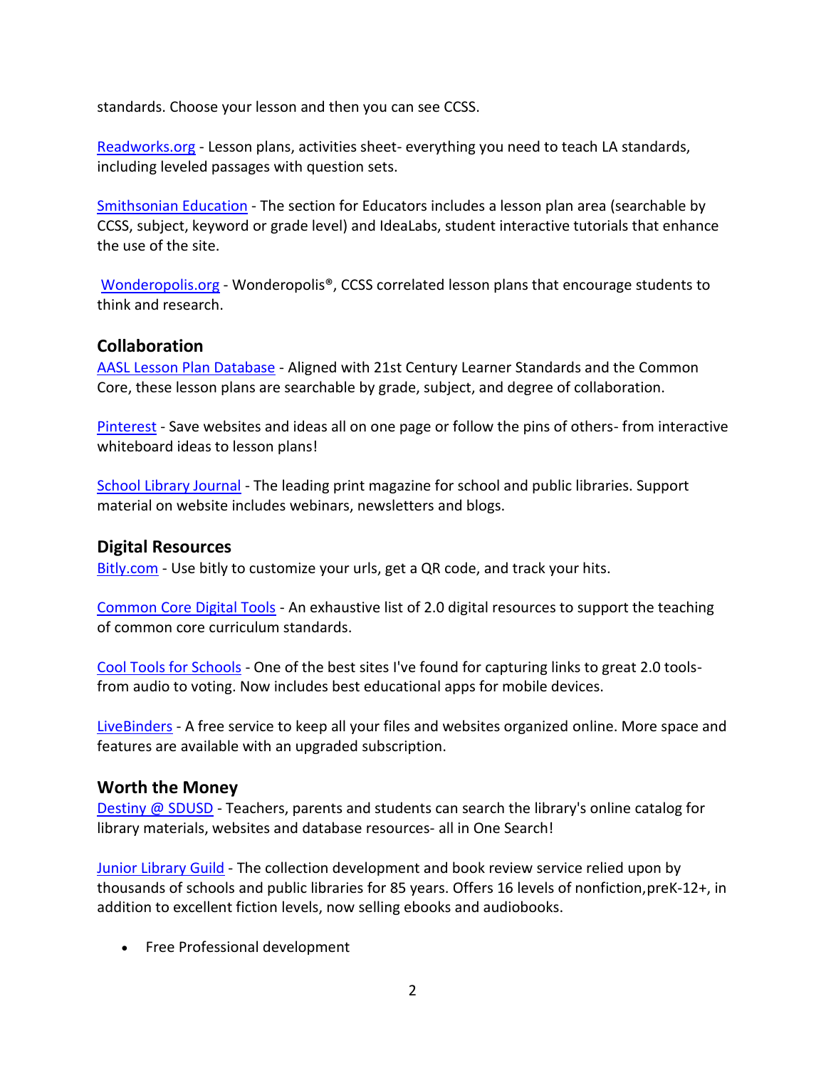standards. Choose your lesson and then you can see CCSS.

Readworks.org - Lesson plans, activities sheet- everything you need to teach LA standards, including leveled passages with question sets.

Smithsonian Education - The section for Educators includes a lesson plan area (searchable by CCSS, subject, keyword or grade level) and IdeaLabs, student interactive tutorials that enhance the use of the site.

Wonderopolis.org - Wonderopolis®, CCSS correlated lesson plans that encourage students to think and research.

### Collaboration

AASL Lesson Plan Database - Aligned with 21st Century Learner Standards and the Common Core, these lesson plans are searchable by grade, subject, and degree of collaboration.

Pinterest - Save websites and ideas all on one page or follow the pins of others- from interactive whiteboard ideas to lesson plans!

School Library Journal - The leading print magazine for school and public libraries. Support material on website includes webinars, newsletters and blogs.

### Digital Resources

Bitly.com - Use bitly to customize your urls, get a QR code, and track your hits.

Common Core Digital Tools - An exhaustive list of 2.0 digital resources to support the teaching of common core curriculum standards.

Cool Tools for Schools - One of the best sites I've found for capturing links to great 2.0 tools- from audio to voting. Now includes best educational apps for mobile devices.

LiveBinders - A free service to keep all your files and websites organized online. More space and features are available with an upgraded subscription.

### Worth the Money

Destiny @ SDUSD - Teachers, parents and students can search the library's online catalog for library materials, websites and database resources- all in One Search!

Junior Library Guild - The collection development and book review service relied upon by thousands of schools and public libraries for 85 years. Offers 16 levels of nonfiction,preK-12+, in addition to excellent fiction levels, now selling ebooks and audiobooks.

- Free Professional development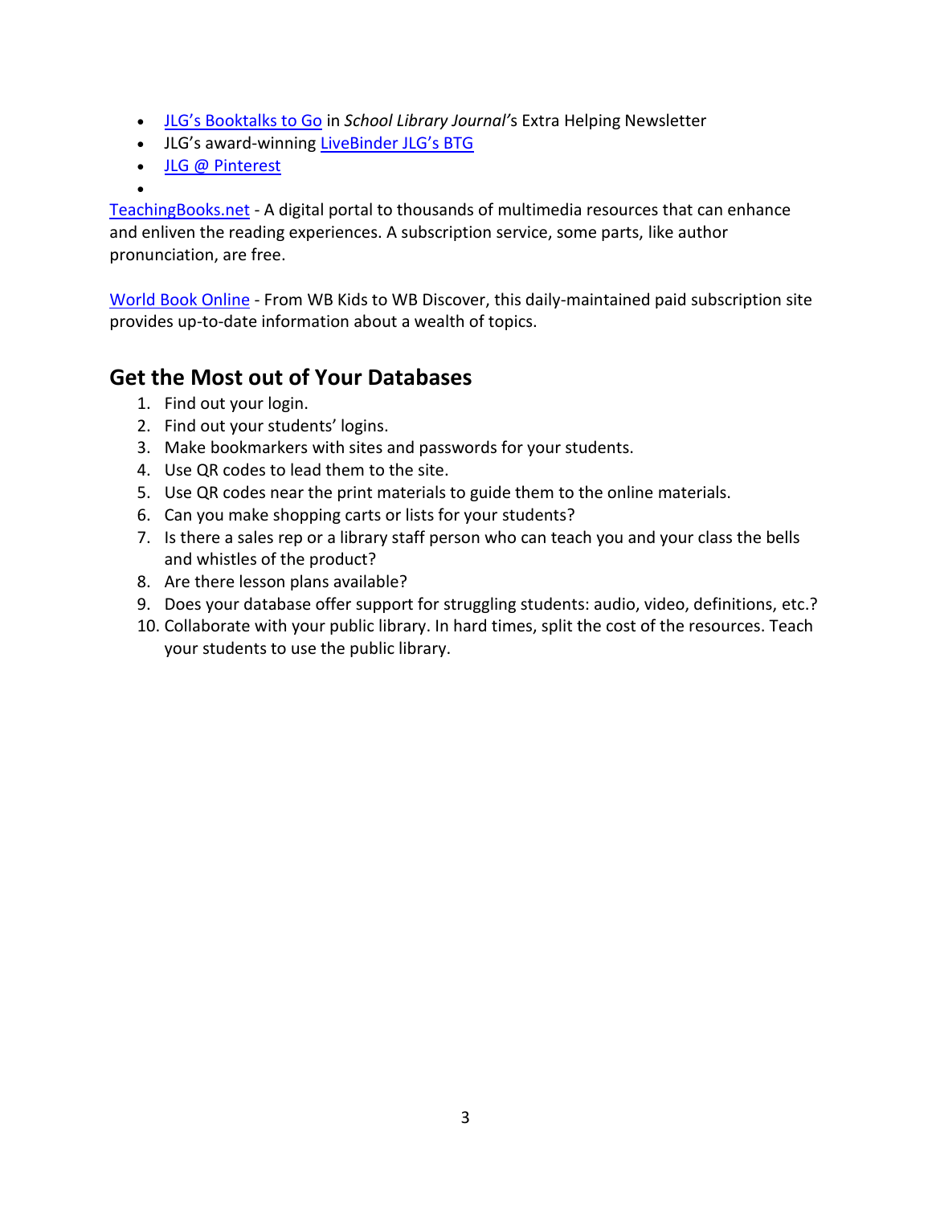- [JLG's Booktalks to Go]() in *School Library Journal's* Extra Helping Newsletter
- JLG's award-winning [LiveBinder JLG's BTG]()
- [JLG @ Pinterest]()
-

[TeachingBooks.net]() - A digital portal to thousands of multimedia resources that can enhance and enliven the reading experiences. A subscription service, some parts, like author pronunciation, are free.

[World Book Online]() - From WB Kids to WB Discover, this daily-maintained paid subscription site provides up-to-date information about a wealth of topics.

## Get the Most out of Your Databases

1. Find out your login.
2. Find out your students' logins.
3. Make bookmarkers with sites and passwords for your students.
4. Use QR codes to lead them to the site.
5. Use QR codes near the print materials to guide them to the online materials.
6. Can you make shopping carts or lists for your students?
7. Is there a sales rep or a library staff person who can teach you and your class the bells and whistles of the product?
8. Are there lesson plans available?
9. Does your database offer support for struggling students: audio, video, definitions, etc.?
10. Collaborate with your public library. In hard times, split the cost of the resources. Teach your students to use the public library.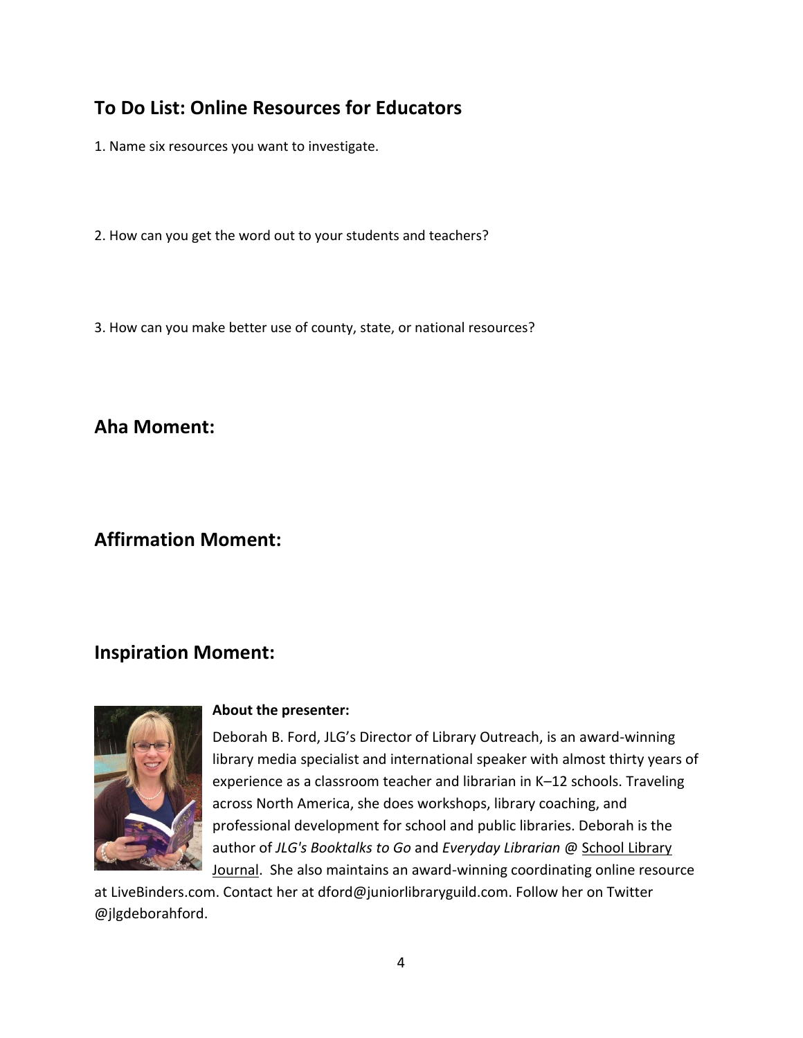## To Do List: Online Resources for Educators

1. Name six resources you want to investigate.

2. How can you get the word out to your students and teachers?

3. How can you make better use of county, state, or national resources?

## Aha Moment:

## Affirmation Moment:

## Inspiration Moment:

**About the presenter:**

Deborah B. Ford, JLG's Director of Library Outreach, is an award-winning library media specialist and international speaker with almost thirty years of experience as a classroom teacher and librarian in K–12 schools. Traveling across North America, she does workshops, library coaching, and professional development for school and public libraries. Deborah is the author of *JLG's Booktalks to Go* and *Everyday Librarian* @ School Library Journal. She also maintains an award-winning coordinating online resource at LiveBinders.com. Contact her at dford@juniorlibraryguild.com. Follow her on Twitter @jlgdeborahford.